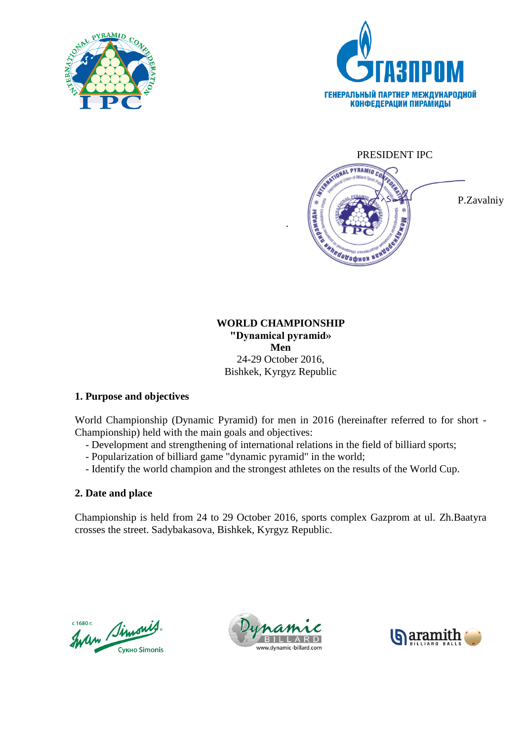PRESIDENT IPC

P.Zavalniy

**WORLD CHAMPIONSHIP**
**"Dynamical pyramid»**
**Men**
24-29 October 2016,
Bishkek, Kyrgyz Republic

## 1. Purpose and objectives

World Championship (Dynamic Pyramid) for men in 2016 (hereinafter referred to for short - Championship) held with the main goals and objectives:

- Development and strengthening of international relations in the field of billiard sports;
- Popularization of billiard game "dynamic pyramid" in the world;
- Identify the world champion and the strongest athletes on the results of the World Cup.

## 2. Date and place

Championship is held from 24 to 29 October 2016, sports complex Gazprom at ul. Zh.Baatyra crosses the street. Sadybakasova, Bishkek, Kyrgyz Republic.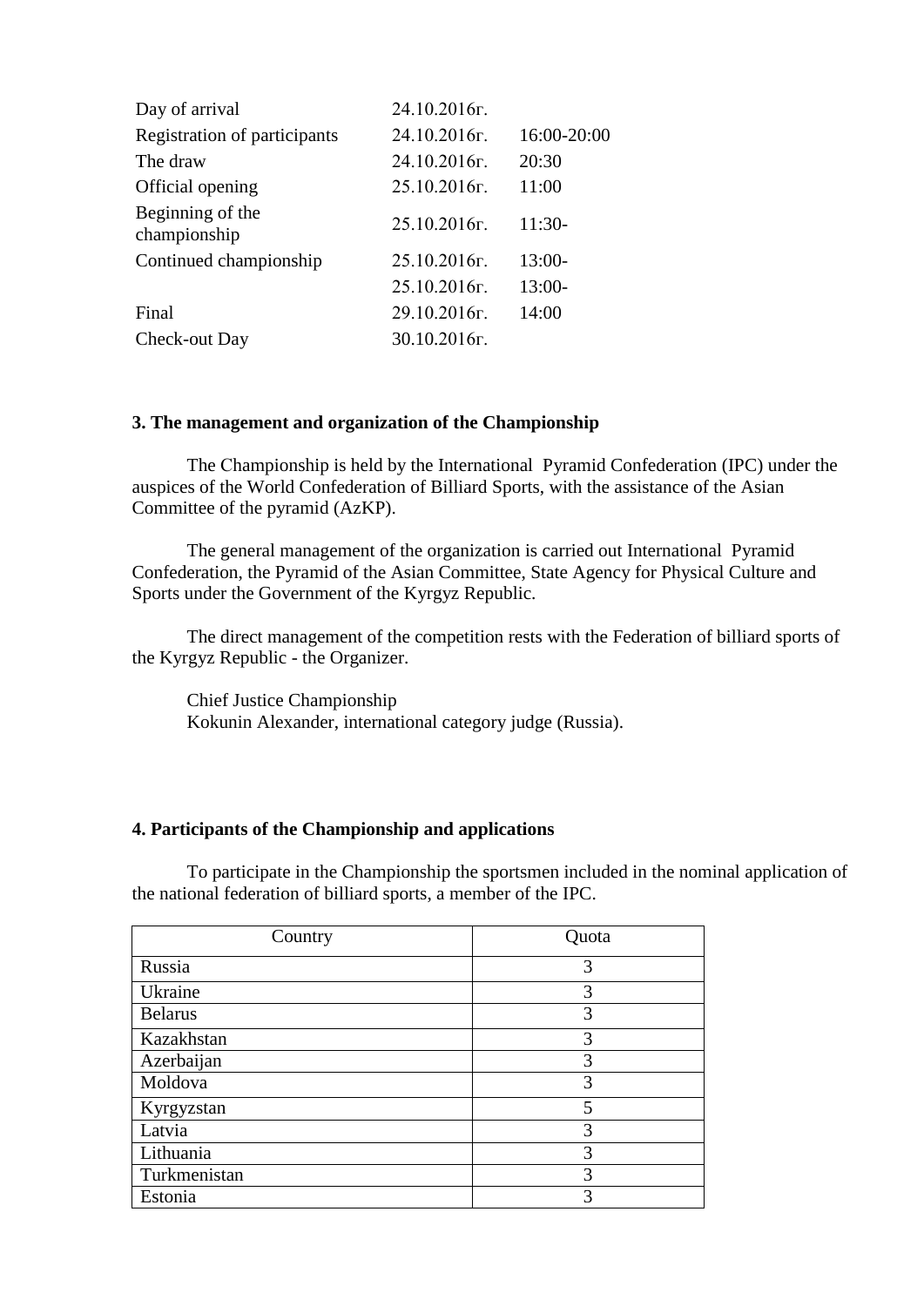| | | |
|---|---|---|
| Day of arrival | 24.10.2016г. | |
| Registration of participants | 24.10.2016г. | 16:00-20:00 |
| The draw | 24.10.2016г. | 20:30 |
| Official opening | 25.10.2016г. | 11:00 |
| Beginning of the championship | 25.10.2016г. | 11:30- |
| Continued championship | 25.10.2016г. | 13:00- |
| | 25.10.2016г. | 13:00- |
| Final | 29.10.2016г. | 14:00 |
| Check-out Day | 30.10.2016г. | |

**3. The management and organization of the Championship**

The Championship is held by the International Pyramid Confederation (IPC) under the auspices of the World Confederation of Billiard Sports, with the assistance of the Asian Committee of the pyramid (AzKP).

The general management of the organization is carried out International Pyramid Confederation, the Pyramid of the Asian Committee, State Agency for Physical Culture and Sports under the Government of the Kyrgyz Republic.

The direct management of the competition rests with the Federation of billiard sports of the Kyrgyz Republic - the Organizer.

Chief Justice Championship
Kokunin Alexander, international category judge (Russia).

**4. Participants of the Championship and applications**

To participate in the Championship the sportsmen included in the nominal application of the national federation of billiard sports, a member of the IPC.

| Country | Quota |
|---|---|
| Russia | 3 |
| Ukraine | 3 |
| Belarus | 3 |
| Kazakhstan | 3 |
| Azerbaijan | 3 |
| Moldova | 3 |
| Kyrgyzstan | 5 |
| Latvia | 3 |
| Lithuania | 3 |
| Turkmenistan | 3 |
| Estonia | 3 |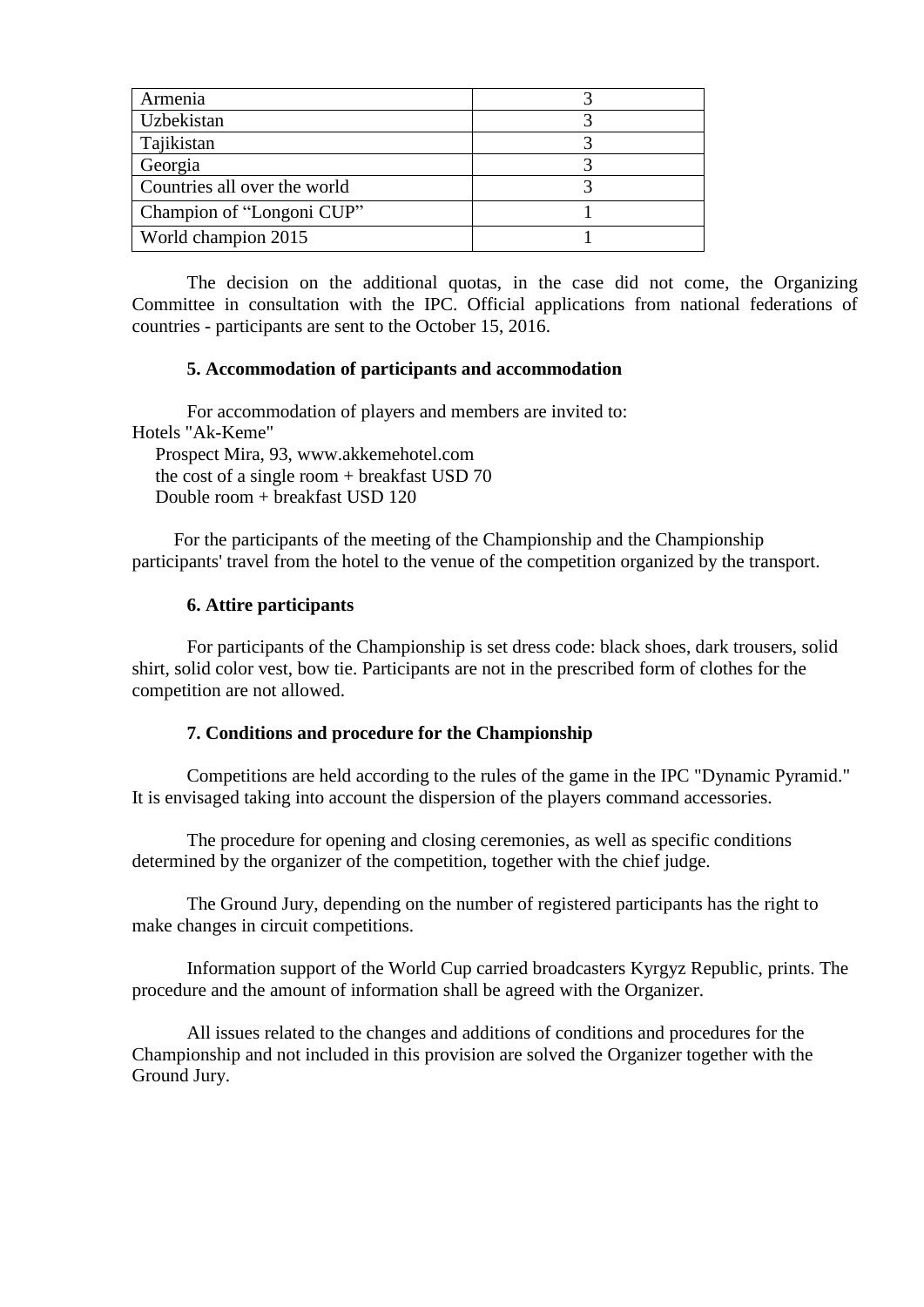| Armenia | 3 |
|---|---|
| Uzbekistan | 3 |
| Tajikistan | 3 |
| Georgia | 3 |
| Countries all over the world | 3 |
| Champion of “Longoni CUP” | 1 |
| World champion 2015 | 1 |

The decision on the additional quotas, in the case did not come, the Organizing Committee in consultation with the IPC. Official applications from national federations of countries - participants are sent to the October 15, 2016.

**5. Accommodation of participants and accommodation**

For accommodation of players and members are invited to:
Hotels "Ak-Keme"
Prospect Mira, 93, www.akkemehotel.com
the cost of a single room + breakfast USD 70
Double room + breakfast USD 120

For the participants of the meeting of the Championship and the Championship participants' travel from the hotel to the venue of the competition organized by the transport.

**6. Attire participants**

For participants of the Championship is set dress code: black shoes, dark trousers, solid shirt, solid color vest, bow tie. Participants are not in the prescribed form of clothes for the competition are not allowed.

**7. Conditions and procedure for the Championship**

Competitions are held according to the rules of the game in the IPC "Dynamic Pyramid." It is envisaged taking into account the dispersion of the players command accessories.

The procedure for opening and closing ceremonies, as well as specific conditions determined by the organizer of the competition, together with the chief judge.

The Ground Jury, depending on the number of registered participants has the right to make changes in circuit competitions.

Information support of the World Cup carried broadcasters Kyrgyz Republic, prints. The procedure and the amount of information shall be agreed with the Organizer.

All issues related to the changes and additions of conditions and procedures for the Championship and not included in this provision are solved the Organizer together with the Ground Jury.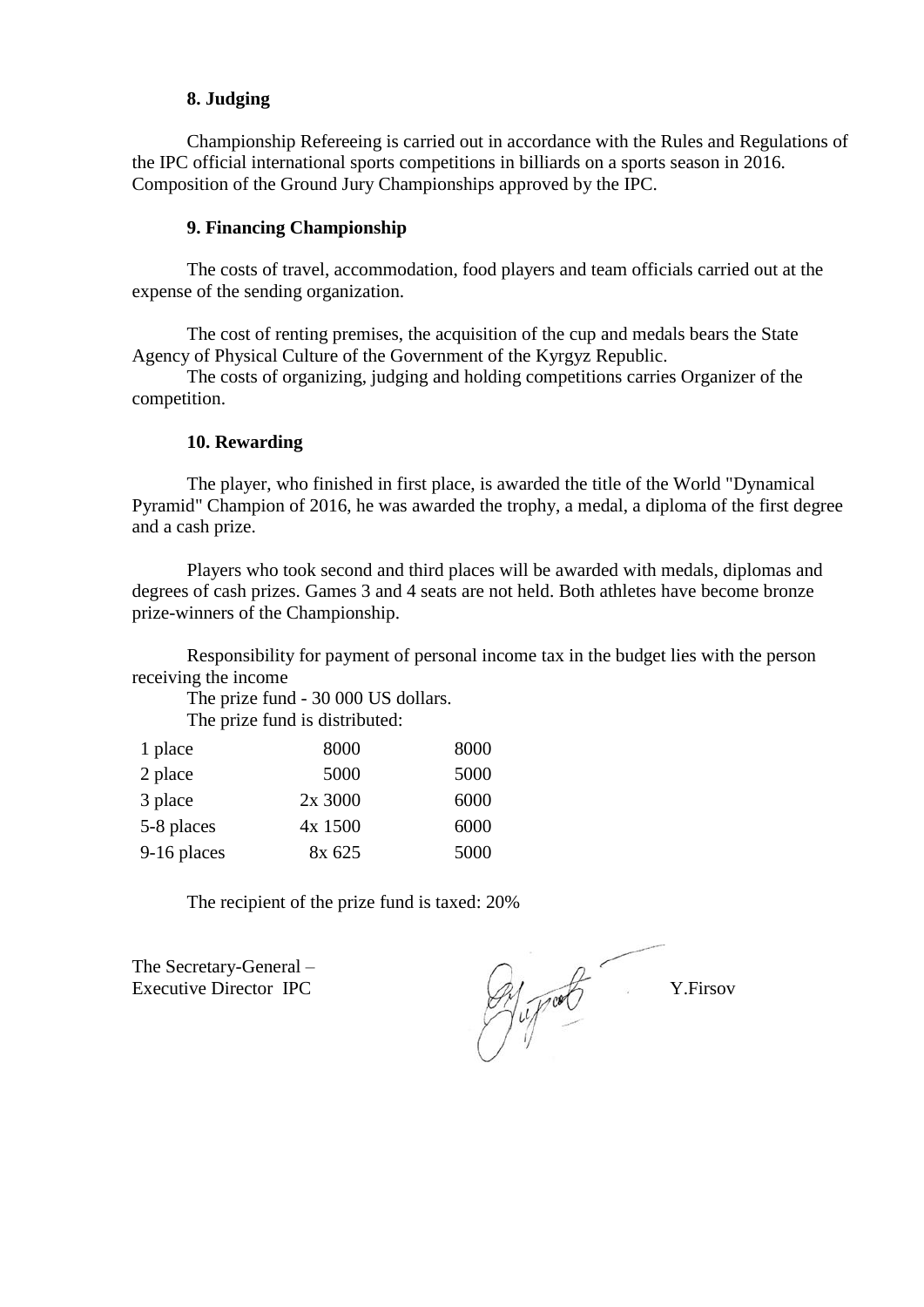### 8. Judging

Championship Refereeing is carried out in accordance with the Rules and Regulations of the IPC official international sports competitions in billiards on a sports season in 2016. Composition of the Ground Jury Championships approved by the IPC.

### 9. Financing Championship

The costs of travel, accommodation, food players and team officials carried out at the expense of the sending organization.

The cost of renting premises, the acquisition of the cup and medals bears the State Agency of Physical Culture of the Government of the Kyrgyz Republic.

The costs of organizing, judging and holding competitions carries Organizer of the competition.

### 10. Rewarding

The player, who finished in first place, is awarded the title of the World "Dynamical Pyramid" Champion of 2016, he was awarded the trophy, a medal, a diploma of the first degree and a cash prize.

Players who took second and third places will be awarded with medals, diplomas and degrees of cash prizes. Games 3 and 4 seats are not held. Both athletes have become bronze prize-winners of the Championship.

Responsibility for payment of personal income tax in the budget lies with the person receiving the income

The prize fund - 30 000 US dollars.

The prize fund is distributed:

| | | |
|---|---|---|
| 1 place | 8000 | 8000 |
| 2 place | 5000 | 5000 |
| 3 place | 2x 3000 | 6000 |
| 5-8 places | 4x 1500 | 6000 |
| 9-16 places | 8x 625 | 5000 |

The recipient of the prize fund is taxed: 20%

The Secretary-General –
Executive Director IPC Y.Firsov